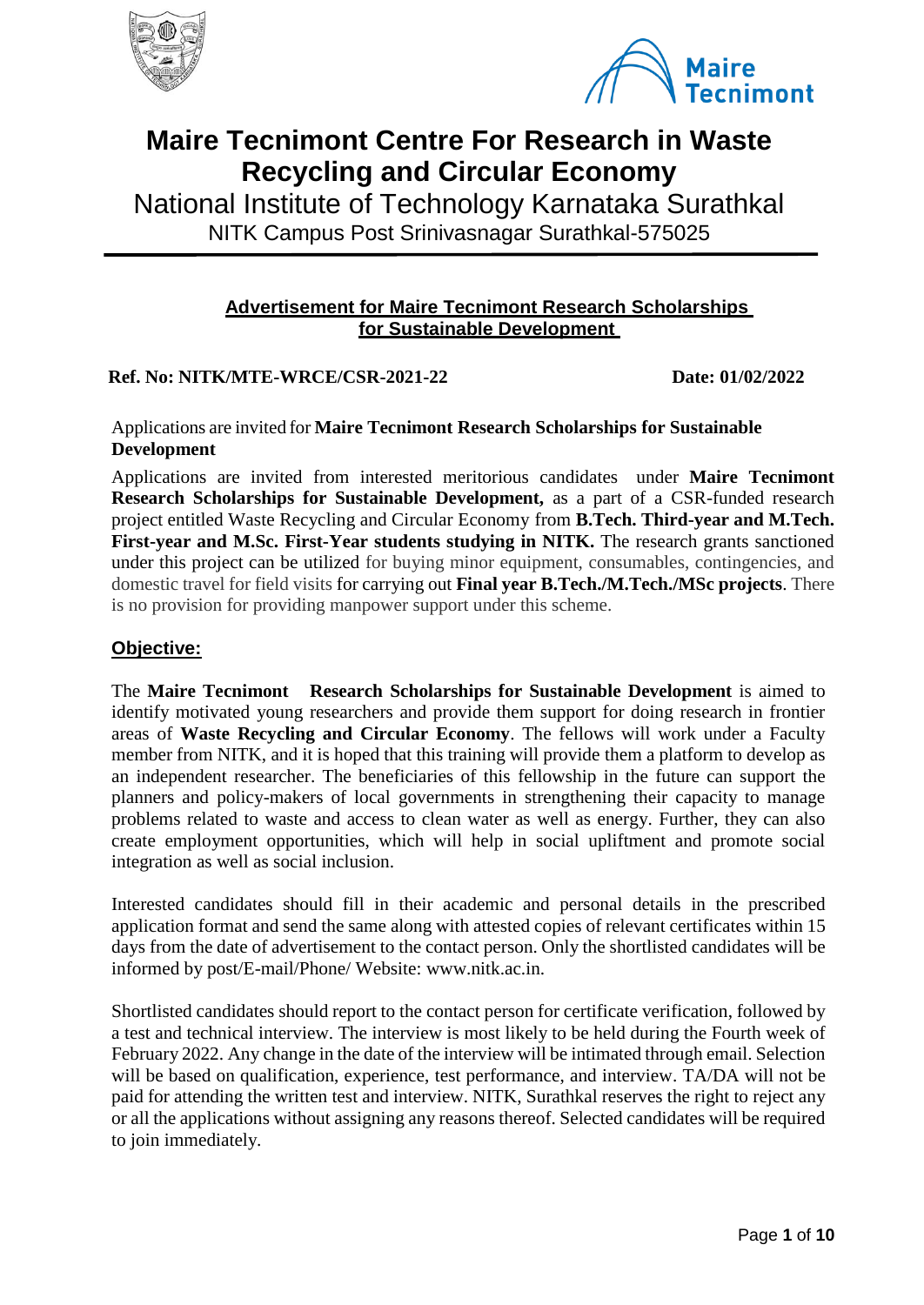# Maire Tecnimont Centre For Research in Waste Recycling and Circular Economy

National Institute of Technology Karnataka Surathkal

NITK Campus Post Srinivasnagar Surathkal-575025

## Advertisement for Maire Tecnimont Research Scholarships for Sustainable Development

**Ref. No: NITK/MTE-WRCE/CSR-2021-22** **Date: 01/02/2022**

Applications are invited for **Maire Tecnimont Research Scholarships for Sustainable Development**

Applications are invited from interested meritorious candidates under **Maire Tecnimont Research Scholarships for Sustainable Development,** as a part of a CSR-funded research project entitled Waste Recycling and Circular Economy from **B.Tech. Third-year and M.Tech. First-year and M.Sc. First-Year students studying in NITK.** The research grants sanctioned under this project can be utilized for buying minor equipment, consumables, contingencies, and domestic travel for field visits for carrying out **Final year B.Tech./M.Tech./MSc projects**. There is no provision for providing manpower support under this scheme.

## Objective:

The **Maire Tecnimont Research Scholarships for Sustainable Development** is aimed to identify motivated young researchers and provide them support for doing research in frontier areas of **Waste Recycling and Circular Economy**. The fellows will work under a Faculty member from NITK, and it is hoped that this training will provide them a platform to develop as an independent researcher. The beneficiaries of this fellowship in the future can support the planners and policy-makers of local governments in strengthening their capacity to manage problems related to waste and access to clean water as well as energy. Further, they can also create employment opportunities, which will help in social upliftment and promote social integration as well as social inclusion.

Interested candidates should fill in their academic and personal details in the prescribed application format and send the same along with attested copies of relevant certificates within 15 days from the date of advertisement to the contact person. Only the shortlisted candidates will be informed by post/E-mail/Phone/ Website: www.nitk.ac.in.

Shortlisted candidates should report to the contact person for certificate verification, followed by a test and technical interview. The interview is most likely to be held during the Fourth week of February 2022. Any change in the date of the interview will be intimated through email. Selection will be based on qualification, experience, test performance, and interview. TA/DA will not be paid for attending the written test and interview. NITK, Surathkal reserves the right to reject any or all the applications without assigning any reasons thereof. Selected candidates will be required to join immediately.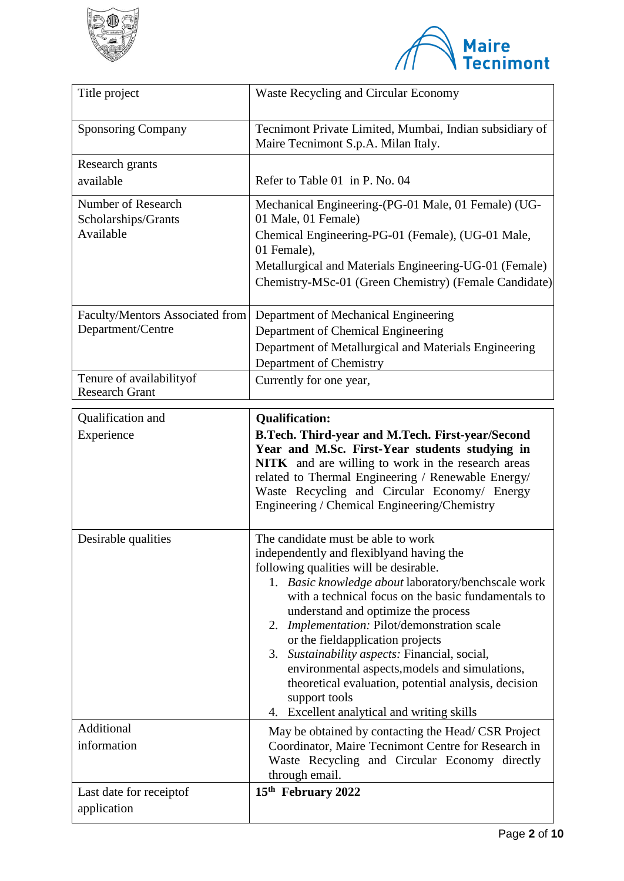| | |
|---|---|
| Title project | Waste Recycling and Circular Economy |
| Sponsoring Company | Tecnimont Private Limited, Mumbai, Indian subsidiary of Maire Tecnimont S.p.A. Milan Italy. |
| Research grants available | Refer to Table 01 in P. No. 04 |
| Number of Research Scholarships/Grants Available | Mechanical Engineering-(PG-01 Male, 01 Female) (UG-01 Male, 01 Female)<br>Chemical Engineering-PG-01 (Female), (UG-01 Male, 01 Female),<br>Metallurgical and Materials Engineering-UG-01 (Female)<br>Chemistry-MSc-01 (Green Chemistry) (Female Candidate) |
| Faculty/Mentors Associated from Department/Centre | Department of Mechanical Engineering<br>Department of Chemical Engineering<br>Department of Metallurgical and Materials Engineering<br>Department of Chemistry |
| Tenure of availabilityof Research Grant | Currently for one year, |

| | |
|---|---|
| Qualification and Experience | **Qualification:**<br>**B.Tech. Third-year and M.Tech. First-year/Second Year and M.Sc. First-Year students studying in NITK** and are willing to work in the research areas related to Thermal Engineering / Renewable Energy/ Waste Recycling and Circular Economy/ Energy Engineering / Chemical Engineering/Chemistry |
| Desirable qualities | The candidate must be able to work independently and flexiblyand having the following qualities will be desirable.<br>1. *Basic knowledge about* laboratory/benchscale work with a technical focus on the basic fundamentals to understand and optimize the process<br>2. *Implementation:* Pilot/demonstration scale or the fieldapplication projects<br>3. *Sustainability aspects:* Financial, social, environmental aspects,models and simulations, theoretical evaluation, potential analysis, decision support tools<br>4. Excellent analytical and writing skills |
| Additional information | May be obtained by contacting the Head/ CSR Project Coordinator, Maire Tecnimont Centre for Research in Waste Recycling and Circular Economy directly through email. |
| Last date for receiptof application | **15th February 2022** |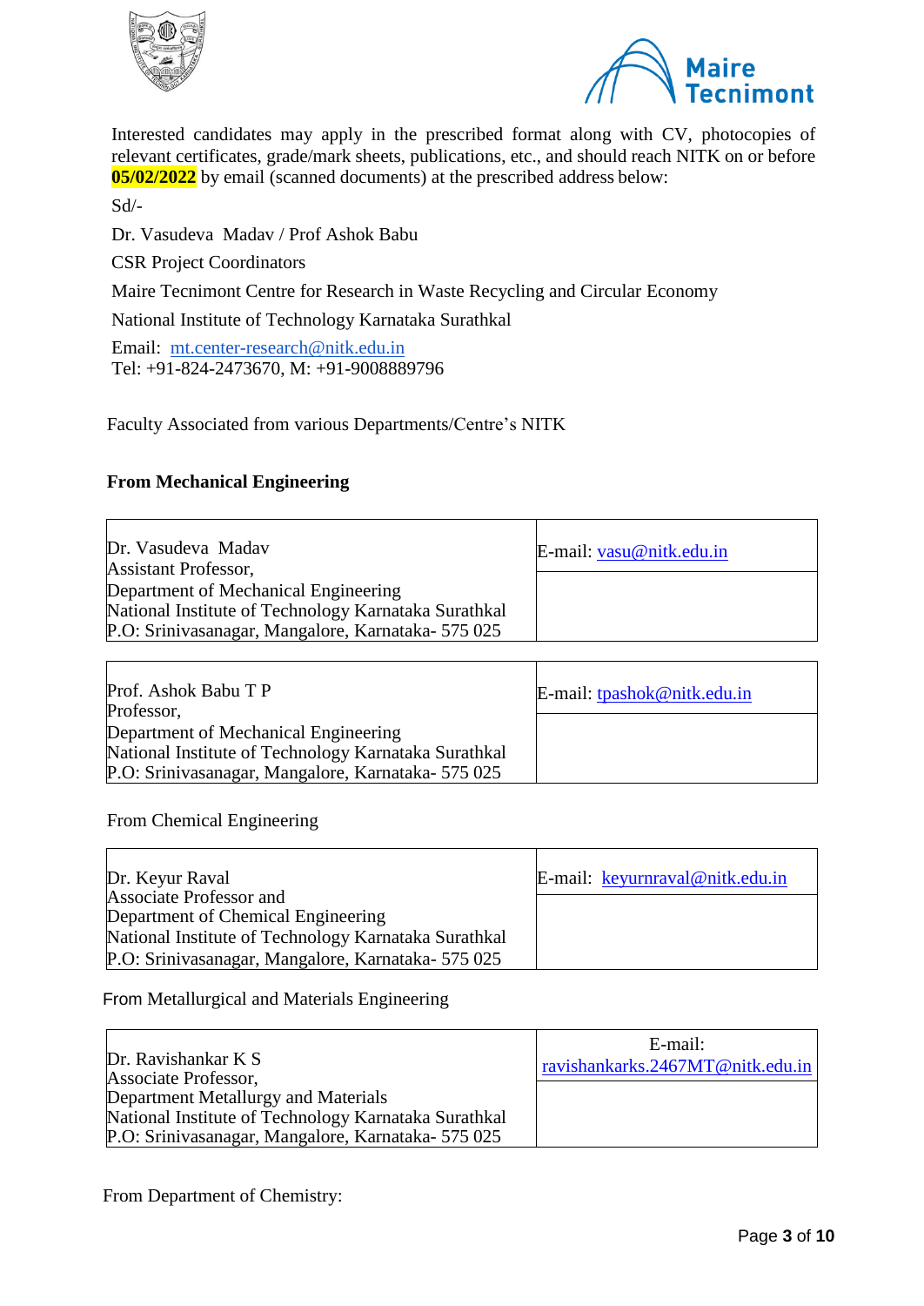Interested candidates may apply in the prescribed format along with CV, photocopies of relevant certificates, grade/mark sheets, publications, etc., and should reach NITK on or before **05/02/2022** by email (scanned documents) at the prescribed address below:

Sd/-

Dr. Vasudeva Madav / Prof Ashok Babu

CSR Project Coordinators

Maire Tecnimont Centre for Research in Waste Recycling and Circular Economy

National Institute of Technology Karnataka Surathkal

Email: mt.center-research@nitk.edu.in
Tel: +91-824-2473670, M: +91-9008889796

Faculty Associated from various Departments/Centre's NITK

**From Mechanical Engineering**

| | |
|---|---|
| Dr. Vasudeva Madav<br>Assistant Professor,<br>Department of Mechanical Engineering<br>National Institute of Technology Karnataka Surathkal<br>P.O: Srinivasanagar, Mangalore, Karnataka- 575 025 | E-mail: vasu@nitk.edu.in |

| | |
|---|---|
| Prof. Ashok Babu T P<br>Professor,<br>Department of Mechanical Engineering<br>National Institute of Technology Karnataka Surathkal<br>P.O: Srinivasanagar, Mangalore, Karnataka- 575 025 | E-mail: tpashok@nitk.edu.in |

From Chemical Engineering

| | |
|---|---|
| Dr. Keyur Raval<br>Associate Professor and<br>Department of Chemical Engineering<br>National Institute of Technology Karnataka Surathkal<br>P.O: Srinivasanagar, Mangalore, Karnataka- 575 025 | E-mail: keyurnraval@nitk.edu.in |

From Metallurgical and Materials Engineering

| | |
|---|---|
| Dr. Ravishankar K S<br>Associate Professor,<br>Department Metallurgy and Materials<br>National Institute of Technology Karnataka Surathkal<br>P.O: Srinivasanagar, Mangalore, Karnataka- 575 025 | E-mail: ravishankarks.2467MT@nitk.edu.in |

From Department of Chemistry: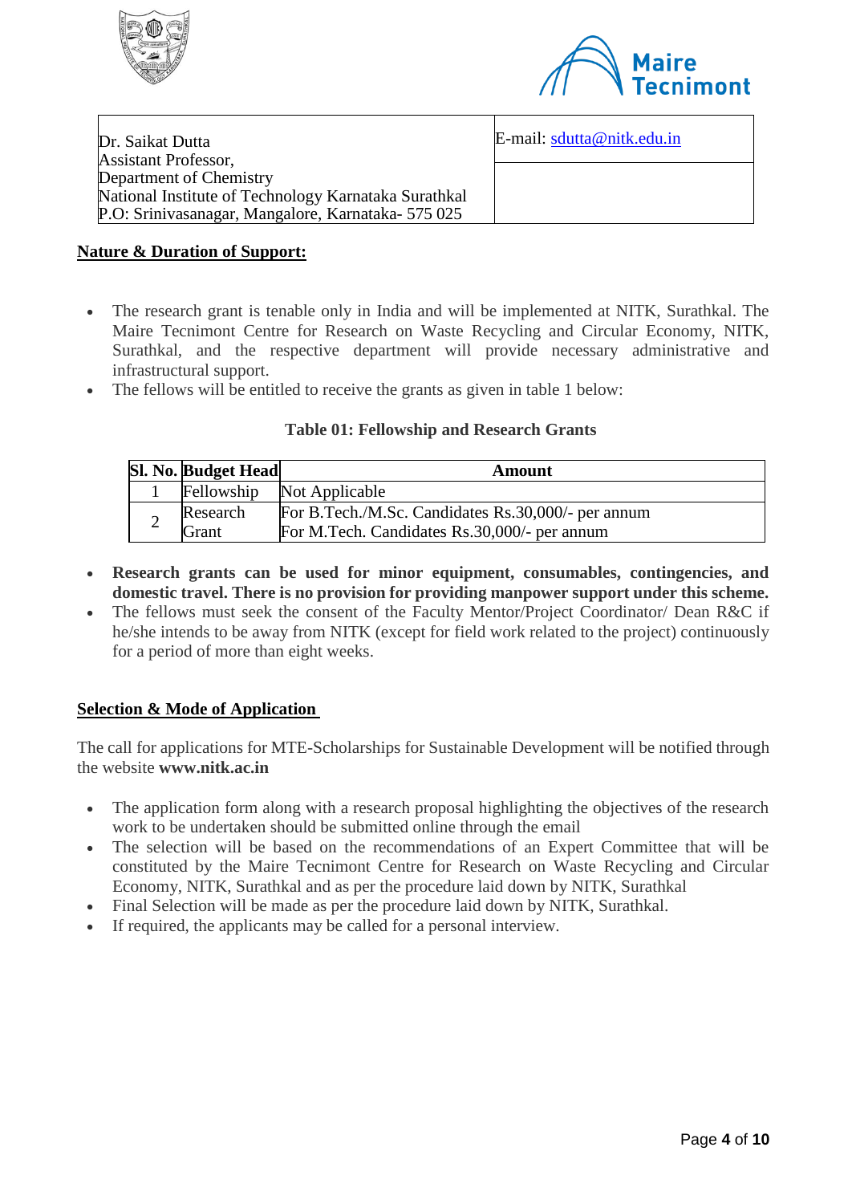| | |
|---|---|
| Dr. Saikat Dutta<br>Assistant Professor,<br>Department of Chemistry<br>National Institute of Technology Karnataka Surathkal<br>P.O: Srinivasanagar, Mangalore, Karnataka- 575 025 | E-mail: sdutta@nitk.edu.in |

## Nature & Duration of Support:

- The research grant is tenable only in India and will be implemented at NITK, Surathkal. The Maire Tecnimont Centre for Research on Waste Recycling and Circular Economy, NITK, Surathkal, and the respective department will provide necessary administrative and infrastructural support.
- The fellows will be entitled to receive the grants as given in table 1 below:

**Table 01: Fellowship and Research Grants**

| Sl. No. | Budget Head | Amount |
|---|---|---|
| 1 | Fellowship | Not Applicable |
| 2 | Research Grant | For B.Tech./M.Sc. Candidates Rs.30,000/- per annum<br>For M.Tech. Candidates Rs.30,000/- per annum |

- **Research grants can be used for minor equipment, consumables, contingencies, and domestic travel. There is no provision for providing manpower support under this scheme.**
- The fellows must seek the consent of the Faculty Mentor/Project Coordinator/ Dean R&C if he/she intends to be away from NITK (except for field work related to the project) continuously for a period of more than eight weeks.

## Selection & Mode of Application

The call for applications for MTE-Scholarships for Sustainable Development will be notified through the website **www.nitk.ac.in**

- The application form along with a research proposal highlighting the objectives of the research work to be undertaken should be submitted online through the email
- The selection will be based on the recommendations of an Expert Committee that will be constituted by the Maire Tecnimont Centre for Research on Waste Recycling and Circular Economy, NITK, Surathkal and as per the procedure laid down by NITK, Surathkal
- Final Selection will be made as per the procedure laid down by NITK, Surathkal.
- If required, the applicants may be called for a personal interview.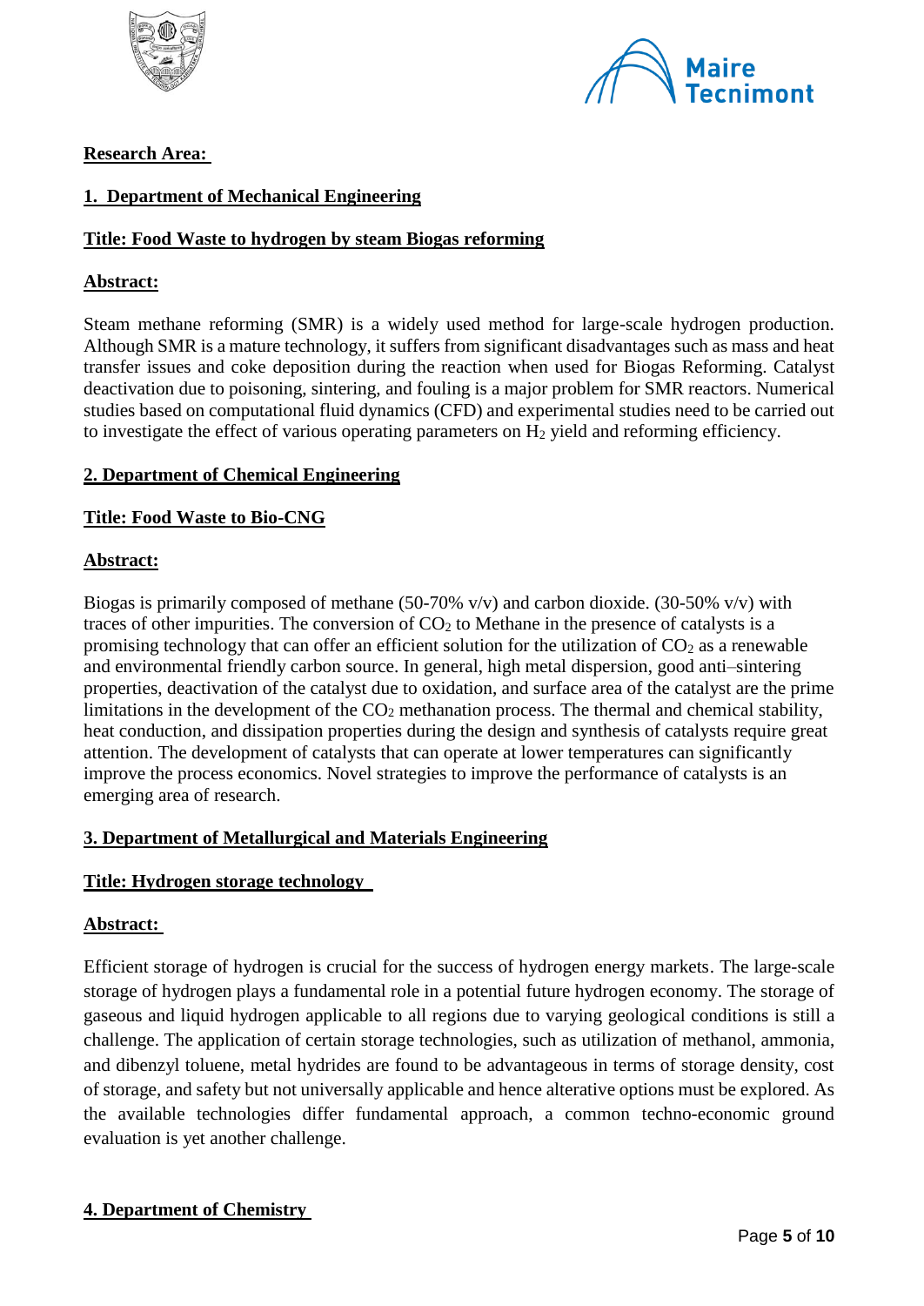**Research Area:**

## 1. Department of Mechanical Engineering

### Title: Food Waste to hydrogen by steam Biogas reforming

**Abstract:**

Steam methane reforming (SMR) is a widely used method for large-scale hydrogen production. Although SMR is a mature technology, it suffers from significant disadvantages such as mass and heat transfer issues and coke deposition during the reaction when used for Biogas Reforming. Catalyst deactivation due to poisoning, sintering, and fouling is a major problem for SMR reactors. Numerical studies based on computational fluid dynamics (CFD) and experimental studies need to be carried out to investigate the effect of various operating parameters on $H_2$ yield and reforming efficiency.

## 2. Department of Chemical Engineering

### Title: Food Waste to Bio-CNG

**Abstract:**

Biogas is primarily composed of methane (50-70% v/v) and carbon dioxide. (30-50% v/v) with traces of other impurities. The conversion of $CO_2$ to Methane in the presence of catalysts is a promising technology that can offer an efficient solution for the utilization of $CO_2$ as a renewable and environmental friendly carbon source. In general, high metal dispersion, good anti–sintering properties, deactivation of the catalyst due to oxidation, and surface area of the catalyst are the prime limitations in the development of the $CO_2$ methanation process. The thermal and chemical stability, heat conduction, and dissipation properties during the design and synthesis of catalysts require great attention. The development of catalysts that can operate at lower temperatures can significantly improve the process economics. Novel strategies to improve the performance of catalysts is an emerging area of research.

## 3. Department of Metallurgical and Materials Engineering

### Title: Hydrogen storage technology

**Abstract:**

Efficient storage of hydrogen is crucial for the success of hydrogen energy markets. The large-scale storage of hydrogen plays a fundamental role in a potential future hydrogen economy. The storage of gaseous and liquid hydrogen applicable to all regions due to varying geological conditions is still a challenge. The application of certain storage technologies, such as utilization of methanol, ammonia, and dibenzyl toluene, metal hydrides are found to be advantageous in terms of storage density, cost of storage, and safety but not universally applicable and hence alterative options must be explored. As the available technologies differ fundamental approach, a common techno-economic ground evaluation is yet another challenge.

## 4. Department of Chemistry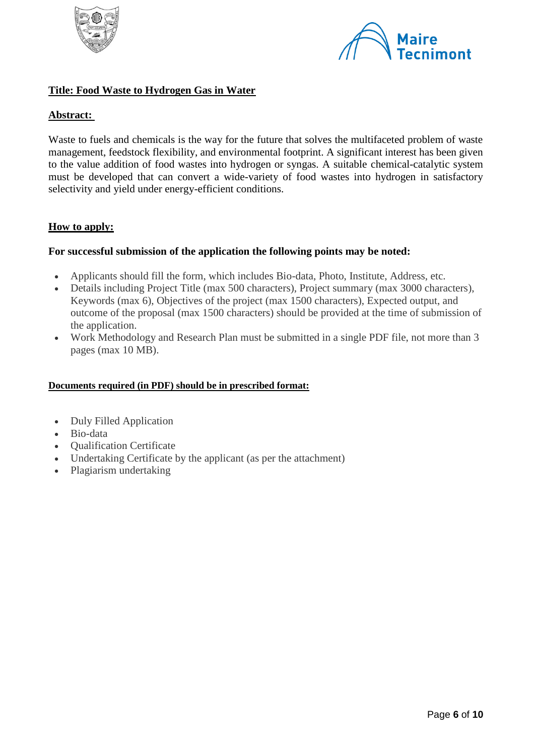**Title: Food Waste to Hydrogen Gas in Water**

**Abstract:**

Waste to fuels and chemicals is the way for the future that solves the multifaceted problem of waste management, feedstock flexibility, and environmental footprint. A significant interest has been given to the value addition of food wastes into hydrogen or syngas. A suitable chemical-catalytic system must be developed that can convert a wide-variety of food wastes into hydrogen in satisfactory selectivity and yield under energy-efficient conditions.

**How to apply:**

**For successful submission of the application the following points may be noted:**

- Applicants should fill the form, which includes Bio-data, Photo, Institute, Address, etc.
- Details including Project Title (max 500 characters), Project summary (max 3000 characters), Keywords (max 6), Objectives of the project (max 1500 characters), Expected output, and outcome of the proposal (max 1500 characters) should be provided at the time of submission of the application.
- Work Methodology and Research Plan must be submitted in a single PDF file, not more than 3 pages (max 10 MB).

**Documents required (in PDF) should be in prescribed format:**

- Duly Filled Application
- Bio-data
- Qualification Certificate
- Undertaking Certificate by the applicant (as per the attachment)
- Plagiarism undertaking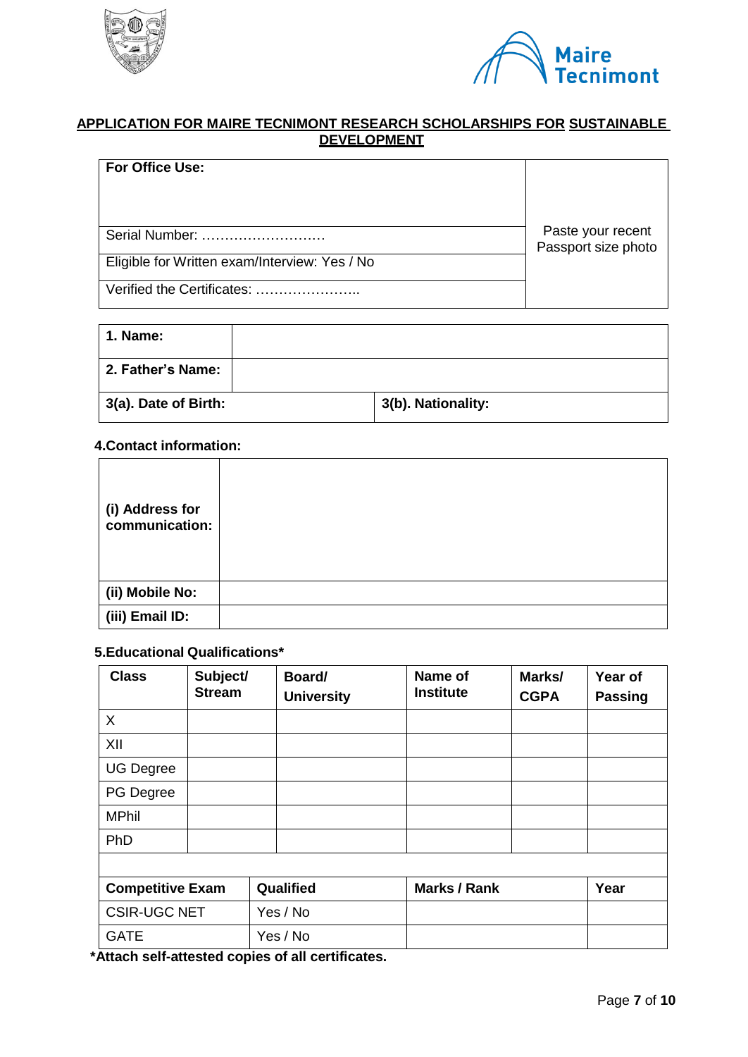**APPLICATION FOR MAIRE TECNIMONT RESEARCH SCHOLARSHIPS FOR SUSTAINABLE DEVELOPMENT**

| **For Office Use:** | Paste your recent Passport size photo |
|---|---|
| Serial Number: ……………………… | |
| Eligible for Written exam/Interview: Yes / No | |
| Verified the Certificates: ………………….. | |

| | | |
|---|---|---|
| **1. Name:** | | |
| **2. Father's Name:** | | |
| **3(a). Date of Birth:** | | **3(b). Nationality:** |

**4.Contact information:**

| | |
|---|---|
| **(i) Address for communication:** | |
| **(ii) Mobile No:** | |
| **(iii) Email ID:** | |

**5.Educational Qualifications***

| **Class** | **Subject/ Stream** | **Board/ University** | **Name of Institute** | **Marks/ CGPA** | **Year of Passing** |
|---|---|---|---|---|---|
| X | | | | | |
| XII | | | | | |
| UG Degree | | | | | |
| PG Degree | | | | | |
| MPhil | | | | | |
| PhD | | | | | |

| **Competitive Exam** | **Qualified** | **Marks / Rank** | **Year** |
|---|---|---|---|
| CSIR-UGC NET | Yes / No | | |
| GATE | Yes / No | | |

***Attach self-attested copies of all certificates.**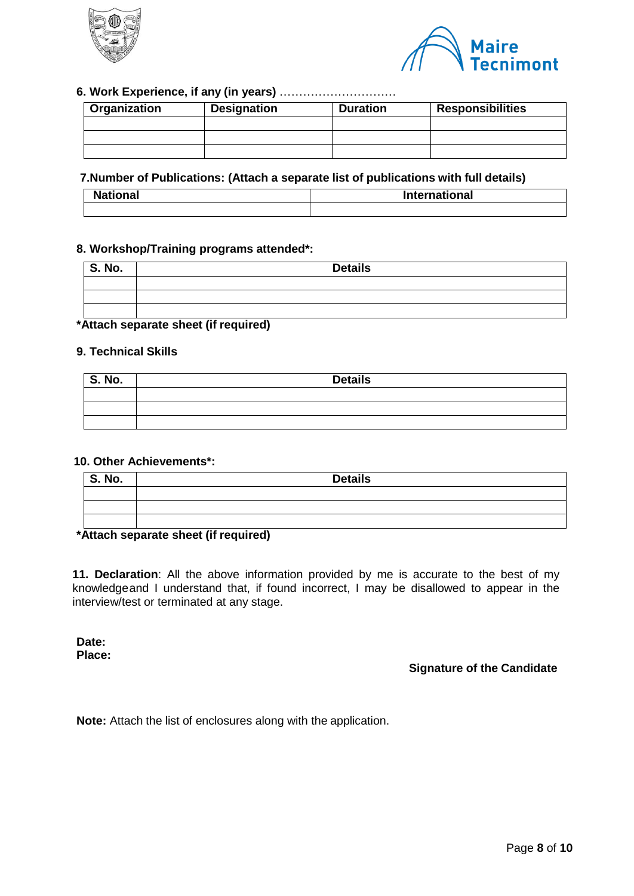**6. Work Experience, if any (in years)** …………………………

| Organization | Designation | Duration | Responsibilities |
|---|---|---|---|
| | | | |
| | | | |
| | | | |

**7.Number of Publications: (Attach a separate list of publications with full details)**

| National | International |
|---|---|
| | |

**8. Workshop/Training programs attended*:**

| S. No. | Details |
|---|---|
| | |
| | |
| | |

**\*Attach separate sheet (if required)**

**9. Technical Skills**

| S. No. | Details |
|---|---|
| | |
| | |
| | |

**10. Other Achievements*:**

| S. No. | Details |
|---|---|
| | |
| | |
| | |

**\*Attach separate sheet (if required)**

**11. Declaration**: All the above information provided by me is accurate to the best of my knowledgeand I understand that, if found incorrect, I may be disallowed to appear in the interview/test or terminated at any stage.

**Date:**
**Place:**

**Signature of the Candidate**

**Note:** Attach the list of enclosures along with the application.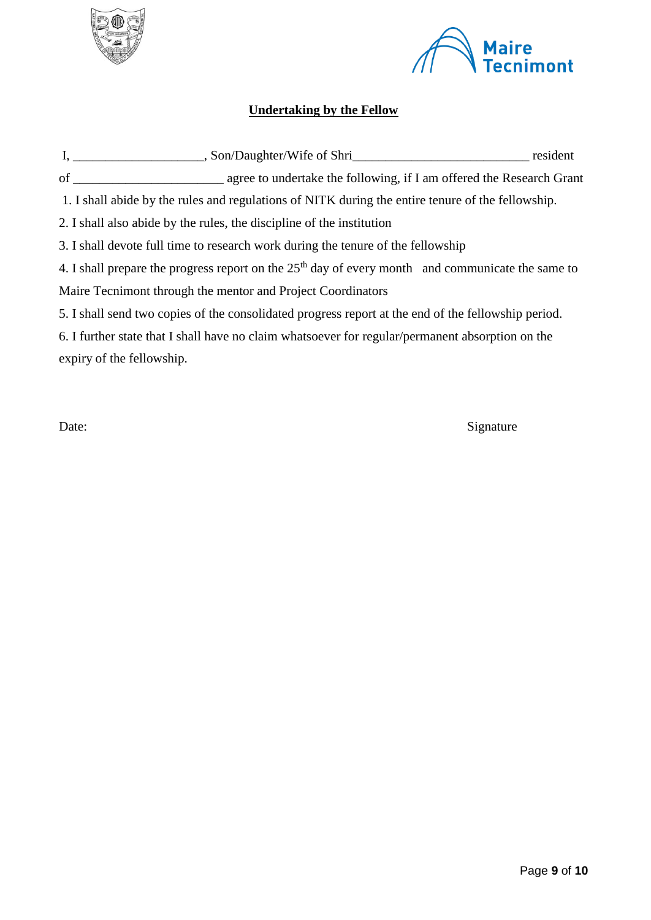## Undertaking by the Fellow

I, ____________________, Son/Daughter/Wife of Shri___________________________ resident of _______________________ agree to undertake the following, if I am offered the Research Grant

1. I shall abide by the rules and regulations of NITK during the entire tenure of the fellowship.
2. I shall also abide by the rules, the discipline of the institution
3. I shall devote full time to research work during the tenure of the fellowship
4. I shall prepare the progress report on the 25th day of every month and communicate the same to Maire Tecnimont through the mentor and Project Coordinators
5. I shall send two copies of the consolidated progress report at the end of the fellowship period.
6. I further state that I shall have no claim whatsoever for regular/permanent absorption on the expiry of the fellowship.

Date: Signature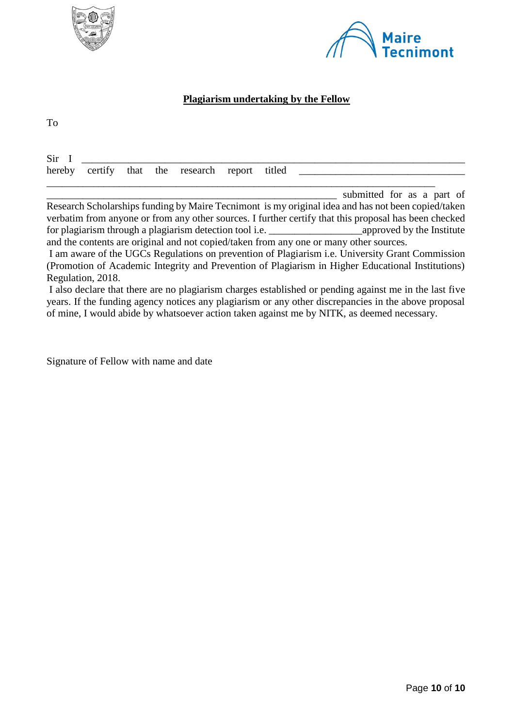**Plagiarism undertaking by the Fellow**

To

Sir I \_\_\_\_\_\_\_\_\_\_\_\_\_\_\_\_\_\_\_\_\_\_\_\_\_\_\_\_\_\_\_\_\_\_\_\_\_\_\_\_\_\_\_\_\_\_\_\_\_\_\_\_\_\_\_\_\_\_\_\_\_\_\_\_\_\_\_\_\_\_ hereby certify that the research report titled \_\_\_\_\_\_\_\_\_\_\_\_\_\_\_\_\_\_\_\_\_\_\_\_\_\_\_\_\_\_\_\_\_\_\_\_\_\_\_\_\_\_\_\_\_\_\_\_\_\_\_\_\_\_\_\_\_\_\_\_\_\_\_\_\_\_\_\_\_\_\_\_\_\_\_\_\_\_\_\_\_\_\_\_\_\_\_\_\_\_\_\_\_\_\_\_\_\_\_\_\_\_\_\_\_\_\_\_\_\_\_\_\_\_\_\_\_\_\_\_\_\_\_\_\_\_\_\_\_\_\_\_\_\_\_\_\_\_\_\_\_\_\_\_\_\_\_\_\_\_\_\_\_\_\_\_\_\_\_\_\_\_\_\_\_\_ submitted for as a part of Research Scholarships funding by Maire Tecnimont is my original idea and has not been copied/taken verbatim from anyone or from any other sources. I further certify that this proposal has been checked for plagiarism through a plagiarism detection tool i.e. \_\_\_\_\_\_\_\_\_\_\_\_\_\_\_\_\_\_\_approved by the Institute and the contents are original and not copied/taken from any one or many other sources.

I am aware of the UGCs Regulations on prevention of Plagiarism i.e. University Grant Commission (Promotion of Academic Integrity and Prevention of Plagiarism in Higher Educational Institutions) Regulation, 2018.

I also declare that there are no plagiarism charges established or pending against me in the last five years. If the funding agency notices any plagiarism or any other discrepancies in the above proposal of mine, I would abide by whatsoever action taken against me by NITK, as deemed necessary.

Signature of Fellow with name and date